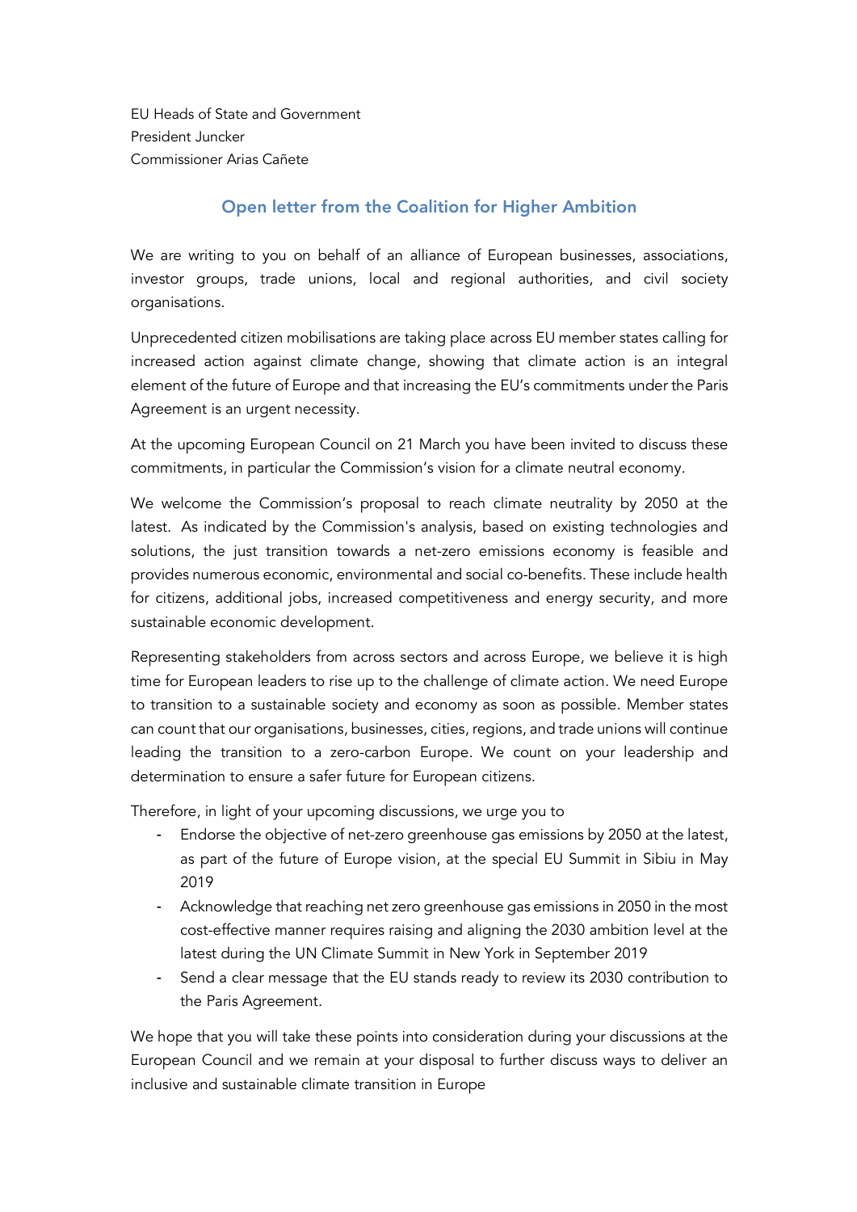EU Heads of State and Government
President Juncker
Commissioner Arias Cañete

## Open letter from the Coalition for Higher Ambition

We are writing to you on behalf of an alliance of European businesses, associations, investor groups, trade unions, local and regional authorities, and civil society organisations.

Unprecedented citizen mobilisations are taking place across EU member states calling for increased action against climate change, showing that climate action is an integral element of the future of Europe and that increasing the EU's commitments under the Paris Agreement is an urgent necessity.

At the upcoming European Council on 21 March you have been invited to discuss these commitments, in particular the Commission's vision for a climate neutral economy.

We welcome the Commission's proposal to reach climate neutrality by 2050 at the latest. As indicated by the Commission's analysis, based on existing technologies and solutions, the just transition towards a net-zero emissions economy is feasible and provides numerous economic, environmental and social co-benefits. These include health for citizens, additional jobs, increased competitiveness and energy security, and more sustainable economic development.

Representing stakeholders from across sectors and across Europe, we believe it is high time for European leaders to rise up to the challenge of climate action. We need Europe to transition to a sustainable society and economy as soon as possible. Member states can count that our organisations, businesses, cities, regions, and trade unions will continue leading the transition to a zero-carbon Europe. We count on your leadership and determination to ensure a safer future for European citizens.

Therefore, in light of your upcoming discussions, we urge you to

- Endorse the objective of net-zero greenhouse gas emissions by 2050 at the latest, as part of the future of Europe vision, at the special EU Summit in Sibiu in May 2019
- Acknowledge that reaching net zero greenhouse gas emissions in 2050 in the most cost-effective manner requires raising and aligning the 2030 ambition level at the latest during the UN Climate Summit in New York in September 2019
- Send a clear message that the EU stands ready to review its 2030 contribution to the Paris Agreement.

We hope that you will take these points into consideration during your discussions at the European Council and we remain at your disposal to further discuss ways to deliver an inclusive and sustainable climate transition in Europe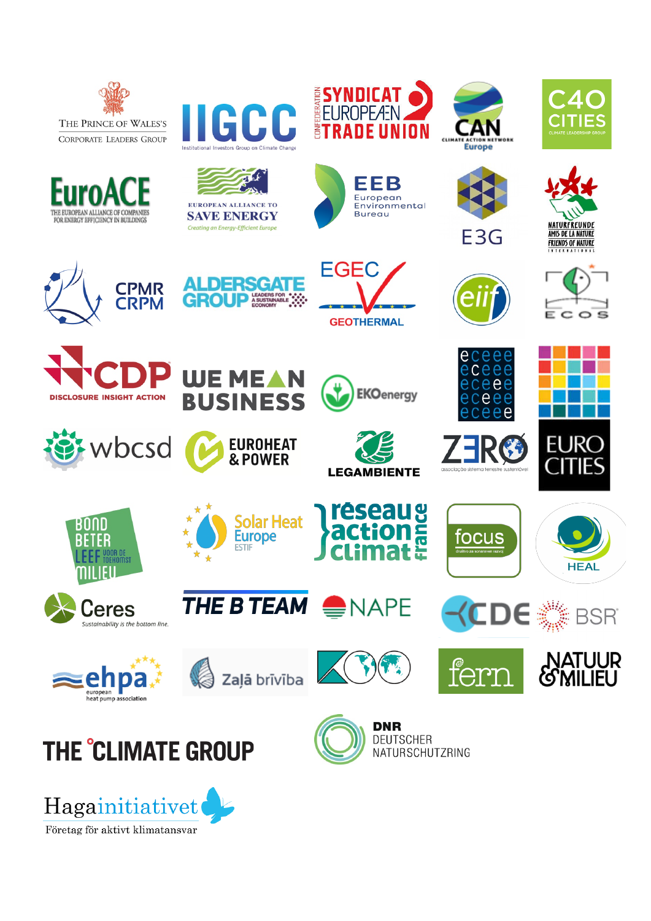The Prince of Wales's Corporate Leaders Group

IIGCC Institutional Investors Group on Climate Change

Confederation Syndicat Européen Trade Union

CAN Climate Action Network Europe

C40 Cities Climate Leadership Group

EuroACE The European Alliance of Companies for Energy Efficiency in Buildings

European Alliance to Save Energy — Creating an Energy-Efficient Europe

EEB European Environmental Bureau

E3G

Naturfreunde Amis de la Nature Friends of Nature International

CPMR CRPM

Aldersgate Group — Leaders for a Sustainable Economy

EGEC Geothermal

eif

ECOS

CDP Disclosure Insight Action

We Mean Business

EKOenergy

eceee

wbcsd

Euroheat & Power

Legambiente

ZERO associação sistema terrestre sustentável

Eurocities

Bond Beter Leefmilieu

Solar Heat Europe ESTIF

Réseau Action Climat France

focus društvo za sonaraven razvoj

HEAL

Ceres — Sustainability is the bottom line.

The B Team

NAPE

CDE

BSR

ehpa european heat pump association

Zaļā brīvība

fern

Natuur & Milieu

The Climate Group

DNR Deutscher Naturschutzring

Hagainitiativet — Företag för aktivt klimatansvar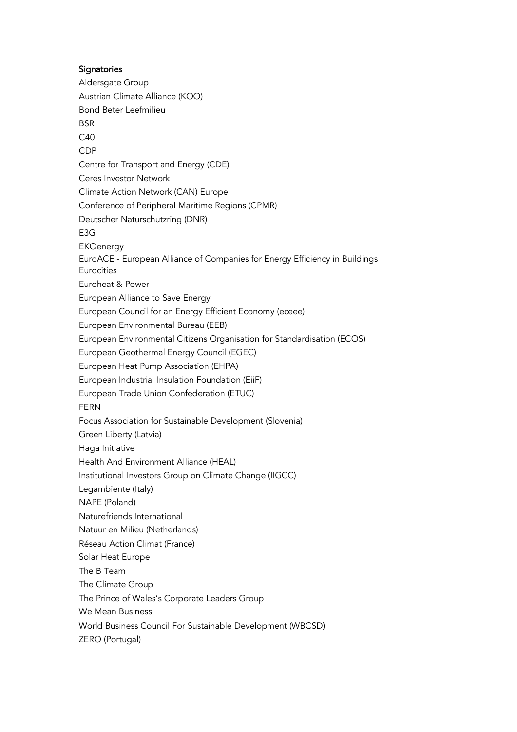**Signatories**

Aldersgate Group

Austrian Climate Alliance (KOO)

Bond Beter Leefmilieu

BSR

C40

CDP

Centre for Transport and Energy (CDE)

Ceres Investor Network

Climate Action Network (CAN) Europe

Conference of Peripheral Maritime Regions (CPMR)

Deutscher Naturschutzring (DNR)

E3G

EKOenergy

EuroACE - European Alliance of Companies for Energy Efficiency in Buildings

Eurocities

Euroheat & Power

European Alliance to Save Energy

European Council for an Energy Efficient Economy (eceee)

European Environmental Bureau (EEB)

European Environmental Citizens Organisation for Standardisation (ECOS)

European Geothermal Energy Council (EGEC)

European Heat Pump Association (EHPA)

European Industrial Insulation Foundation (EiiF)

European Trade Union Confederation (ETUC)

FERN

Focus Association for Sustainable Development (Slovenia)

Green Liberty (Latvia)

Haga Initiative

Health And Environment Alliance (HEAL)

Institutional Investors Group on Climate Change (IIGCC)

Legambiente (Italy)

NAPE (Poland)

Naturefriends International

Natuur en Milieu (Netherlands)

Réseau Action Climat (France)

Solar Heat Europe

The B Team

The Climate Group

The Prince of Wales's Corporate Leaders Group

We Mean Business

World Business Council For Sustainable Development (WBCSD)

ZERO (Portugal)